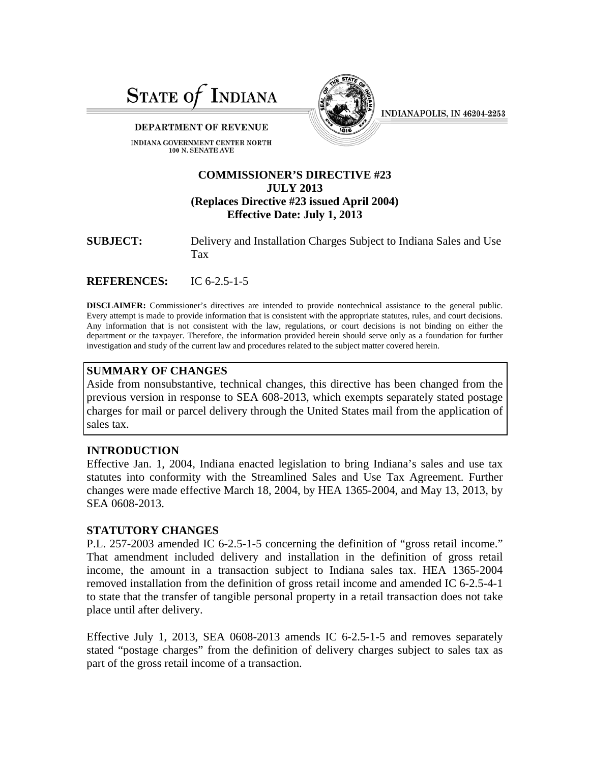# STATE OF INDIANA

**DEPARTMENT OF REVENUE**

INDIANA GOVERNMENT CENTER NORTH
100 N. SENATE AVE

INDIANAPOLIS, IN 46204-2253

**COMMISSIONER'S DIRECTIVE #23**
**JULY 2013**
**(Replaces Directive #23 issued April 2004)**
**Effective Date: July 1, 2013**

**SUBJECT:** Delivery and Installation Charges Subject to Indiana Sales and Use Tax

**REFERENCES:** IC 6-2.5-1-5

**DISCLAIMER:** Commissioner's directives are intended to provide nontechnical assistance to the general public. Every attempt is made to provide information that is consistent with the appropriate statutes, rules, and court decisions. Any information that is not consistent with the law, regulations, or court decisions is not binding on either the department or the taxpayer. Therefore, the information provided herein should serve only as a foundation for further investigation and study of the current law and procedures related to the subject matter covered herein.

## SUMMARY OF CHANGES

Aside from nonsubstantive, technical changes, this directive has been changed from the previous version in response to SEA 608-2013, which exempts separately stated postage charges for mail or parcel delivery through the United States mail from the application of sales tax.

## INTRODUCTION

Effective Jan. 1, 2004, Indiana enacted legislation to bring Indiana's sales and use tax statutes into conformity with the Streamlined Sales and Use Tax Agreement. Further changes were made effective March 18, 2004, by HEA 1365-2004, and May 13, 2013, by SEA 0608-2013.

## STATUTORY CHANGES

P.L. 257-2003 amended IC 6-2.5-1-5 concerning the definition of "gross retail income." That amendment included delivery and installation in the definition of gross retail income, the amount in a transaction subject to Indiana sales tax. HEA 1365-2004 removed installation from the definition of gross retail income and amended IC 6-2.5-4-1 to state that the transfer of tangible personal property in a retail transaction does not take place until after delivery.

Effective July 1, 2013, SEA 0608-2013 amends IC 6-2.5-1-5 and removes separately stated "postage charges" from the definition of delivery charges subject to sales tax as part of the gross retail income of a transaction.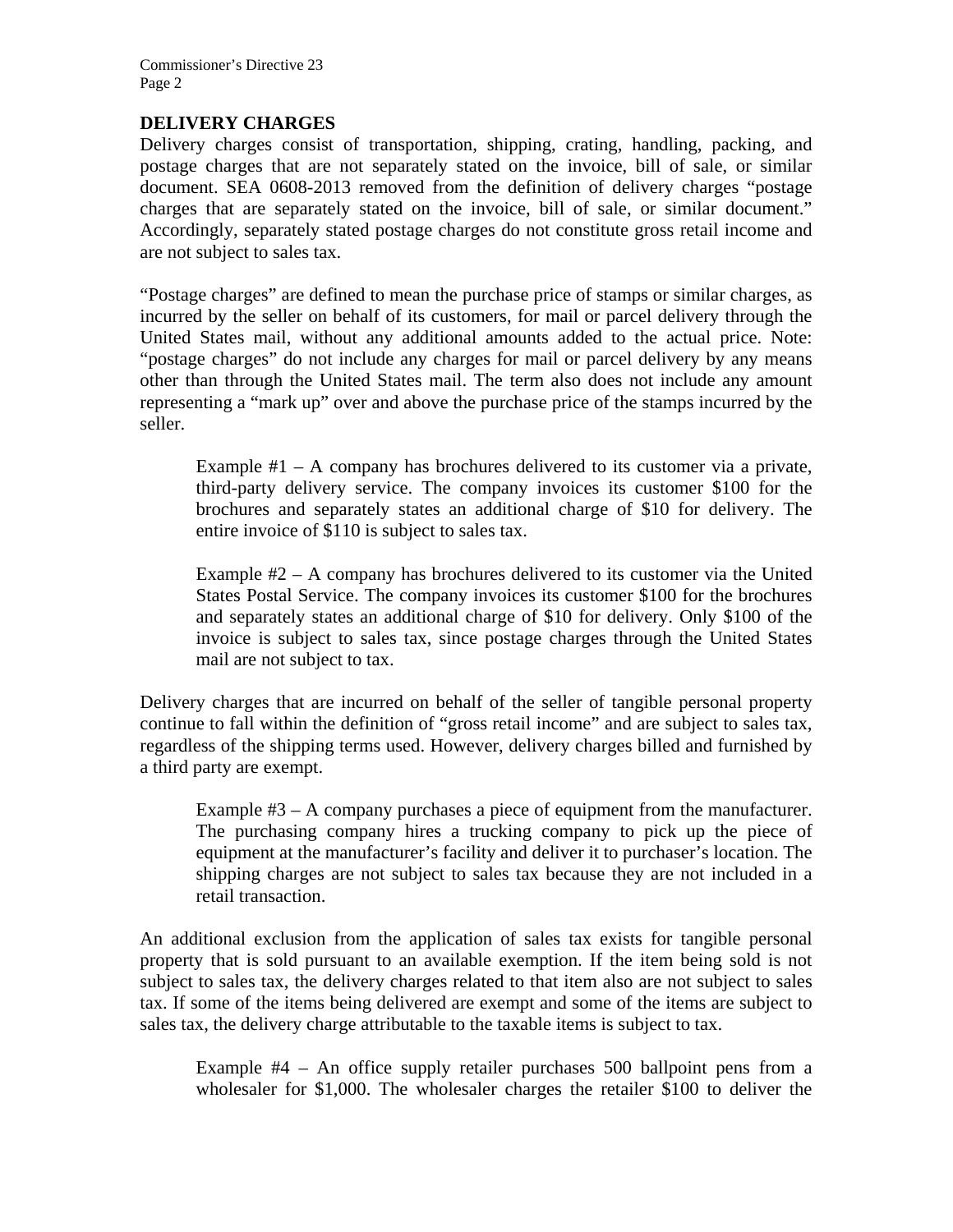## DELIVERY CHARGES

Delivery charges consist of transportation, shipping, crating, handling, packing, and postage charges that are not separately stated on the invoice, bill of sale, or similar document. SEA 0608-2013 removed from the definition of delivery charges "postage charges that are separately stated on the invoice, bill of sale, or similar document." Accordingly, separately stated postage charges do not constitute gross retail income and are not subject to sales tax.

"Postage charges" are defined to mean the purchase price of stamps or similar charges, as incurred by the seller on behalf of its customers, for mail or parcel delivery through the United States mail, without any additional amounts added to the actual price. Note: "postage charges" do not include any charges for mail or parcel delivery by any means other than through the United States mail. The term also does not include any amount representing a "mark up" over and above the purchase price of the stamps incurred by the seller.

> Example #1 – A company has brochures delivered to its customer via a private, third-party delivery service. The company invoices its customer $100 for the brochures and separately states an additional charge of $10 for delivery. The entire invoice of $110 is subject to sales tax.
>
> Example #2 – A company has brochures delivered to its customer via the United States Postal Service. The company invoices its customer $100 for the brochures and separately states an additional charge of $10 for delivery. Only $100 of the invoice is subject to sales tax, since postage charges through the United States mail are not subject to tax.

Delivery charges that are incurred on behalf of the seller of tangible personal property continue to fall within the definition of "gross retail income" and are subject to sales tax, regardless of the shipping terms used. However, delivery charges billed and furnished by a third party are exempt.

> Example #3 – A company purchases a piece of equipment from the manufacturer. The purchasing company hires a trucking company to pick up the piece of equipment at the manufacturer's facility and deliver it to purchaser's location. The shipping charges are not subject to sales tax because they are not included in a retail transaction.

An additional exclusion from the application of sales tax exists for tangible personal property that is sold pursuant to an available exemption. If the item being sold is not subject to sales tax, the delivery charges related to that item also are not subject to sales tax. If some of the items being delivered are exempt and some of the items are subject to sales tax, the delivery charge attributable to the taxable items is subject to tax.

> Example #4 – An office supply retailer purchases 500 ballpoint pens from a wholesaler for $1,000. The wholesaler charges the retailer $100 to deliver the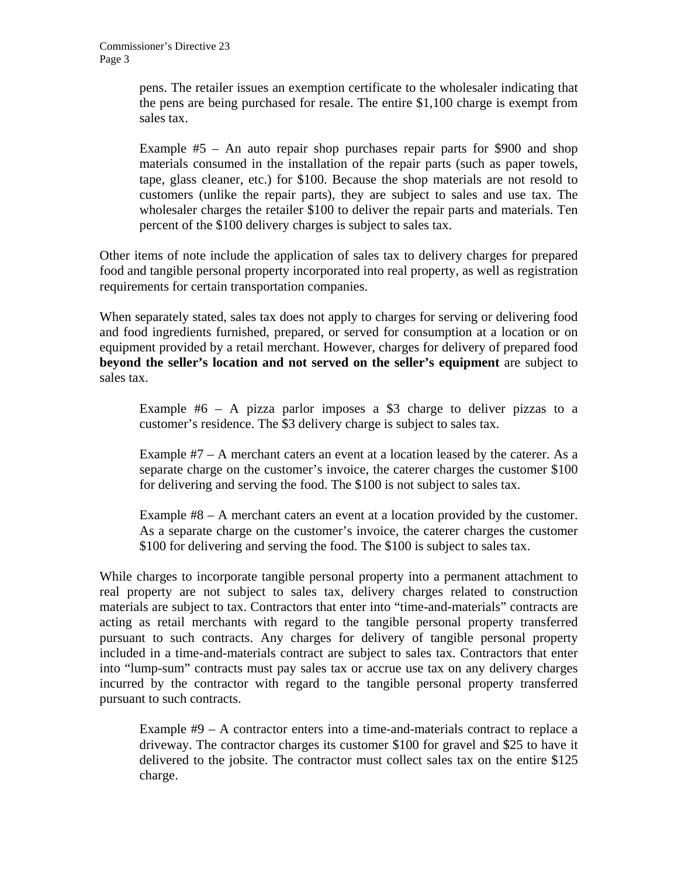pens. The retailer issues an exemption certificate to the wholesaler indicating that the pens are being purchased for resale. The entire $1,100 charge is exempt from sales tax.

> Example #5 – An auto repair shop purchases repair parts for $900 and shop materials consumed in the installation of the repair parts (such as paper towels, tape, glass cleaner, etc.) for $100. Because the shop materials are not resold to customers (unlike the repair parts), they are subject to sales and use tax. The wholesaler charges the retailer $100 to deliver the repair parts and materials. Ten percent of the $100 delivery charges is subject to sales tax.

Other items of note include the application of sales tax to delivery charges for prepared food and tangible personal property incorporated into real property, as well as registration requirements for certain transportation companies.

When separately stated, sales tax does not apply to charges for serving or delivering food and food ingredients furnished, prepared, or served for consumption at a location or on equipment provided by a retail merchant. However, charges for delivery of prepared food **beyond the seller's location and not served on the seller's equipment** are subject to sales tax.

> Example #6 – A pizza parlor imposes a $3 charge to deliver pizzas to a customer's residence. The $3 delivery charge is subject to sales tax.

> Example #7 – A merchant caters an event at a location leased by the caterer. As a separate charge on the customer's invoice, the caterer charges the customer $100 for delivering and serving the food. The $100 is not subject to sales tax.

> Example #8 – A merchant caters an event at a location provided by the customer. As a separate charge on the customer's invoice, the caterer charges the customer $100 for delivering and serving the food. The $100 is subject to sales tax.

While charges to incorporate tangible personal property into a permanent attachment to real property are not subject to sales tax, delivery charges related to construction materials are subject to tax. Contractors that enter into "time-and-materials" contracts are acting as retail merchants with regard to the tangible personal property transferred pursuant to such contracts. Any charges for delivery of tangible personal property included in a time-and-materials contract are subject to sales tax. Contractors that enter into "lump-sum" contracts must pay sales tax or accrue use tax on any delivery charges incurred by the contractor with regard to the tangible personal property transferred pursuant to such contracts.

> Example #9 – A contractor enters into a time-and-materials contract to replace a driveway. The contractor charges its customer $100 for gravel and $25 to have it delivered to the jobsite. The contractor must collect sales tax on the entire $125 charge.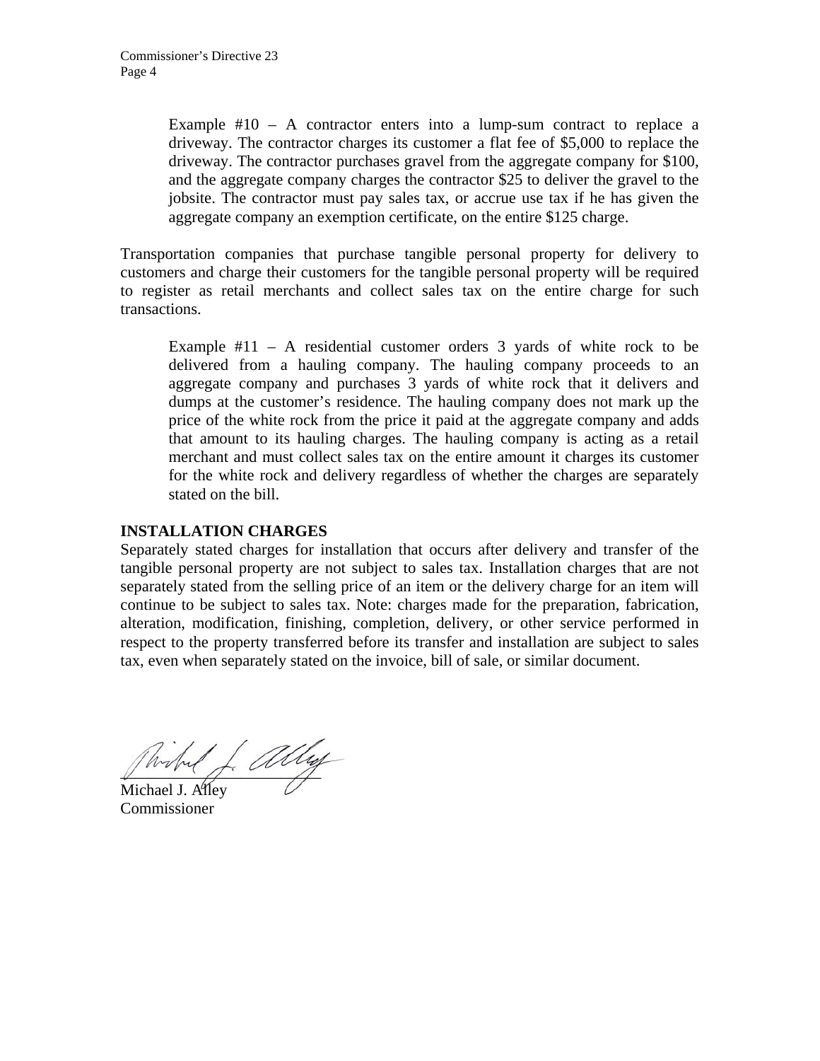Example #10 – A contractor enters into a lump-sum contract to replace a driveway. The contractor charges its customer a flat fee of $5,000 to replace the driveway. The contractor purchases gravel from the aggregate company for $100, and the aggregate company charges the contractor $25 to deliver the gravel to the jobsite. The contractor must pay sales tax, or accrue use tax if he has given the aggregate company an exemption certificate, on the entire $125 charge.

Transportation companies that purchase tangible personal property for delivery to customers and charge their customers for the tangible personal property will be required to register as retail merchants and collect sales tax on the entire charge for such transactions.

Example #11 – A residential customer orders 3 yards of white rock to be delivered from a hauling company. The hauling company proceeds to an aggregate company and purchases 3 yards of white rock that it delivers and dumps at the customer's residence. The hauling company does not mark up the price of the white rock from the price it paid at the aggregate company and adds that amount to its hauling charges. The hauling company is acting as a retail merchant and must collect sales tax on the entire amount it charges its customer for the white rock and delivery regardless of whether the charges are separately stated on the bill.

**INSTALLATION CHARGES**

Separately stated charges for installation that occurs after delivery and transfer of the tangible personal property are not subject to sales tax. Installation charges that are not separately stated from the selling price of an item or the delivery charge for an item will continue to be subject to sales tax. Note: charges made for the preparation, fabrication, alteration, modification, finishing, completion, delivery, or other service performed in respect to the property transferred before its transfer and installation are subject to sales tax, even when separately stated on the invoice, bill of sale, or similar document.

Michael J. Alley
Commissioner